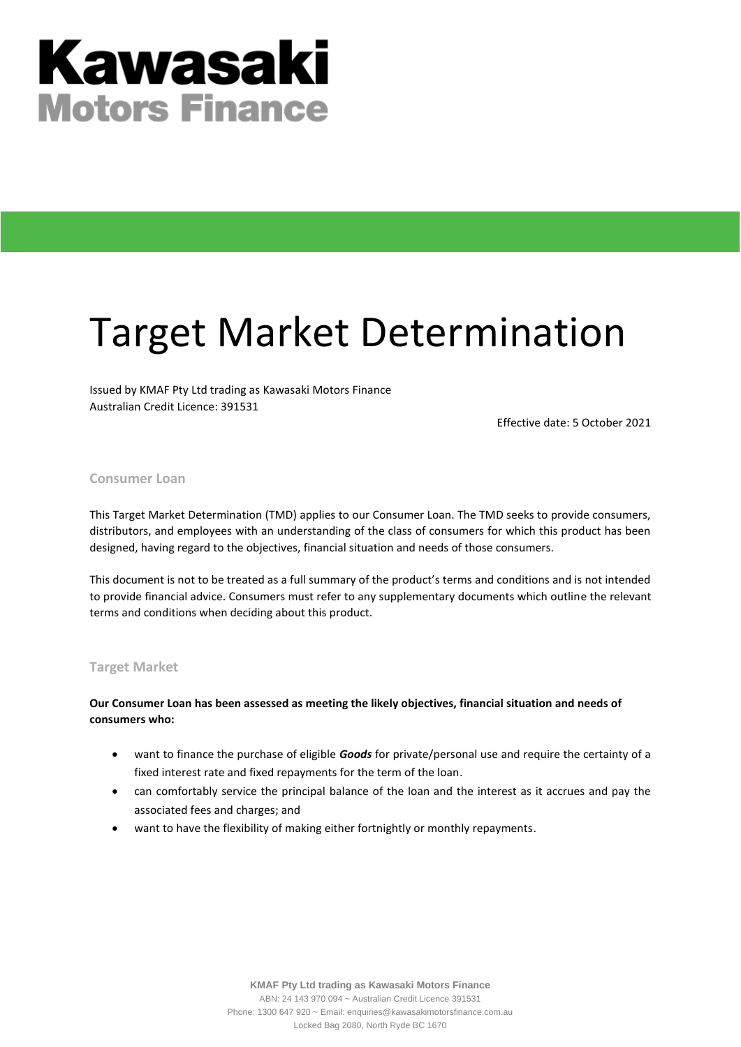# Kawasaki Motors Finance

# Target Market Determination

Issued by KMAF Pty Ltd trading as Kawasaki Motors Finance
Australian Credit Licence: 391531

Effective date: 5 October 2021

## Consumer Loan

This Target Market Determination (TMD) applies to our Consumer Loan. The TMD seeks to provide consumers, distributors, and employees with an understanding of the class of consumers for which this product has been designed, having regard to the objectives, financial situation and needs of those consumers.

This document is not to be treated as a full summary of the product's terms and conditions and is not intended to provide financial advice. Consumers must refer to any supplementary documents which outline the relevant terms and conditions when deciding about this product.

## Target Market

**Our Consumer Loan has been assessed as meeting the likely objectives, financial situation and needs of consumers who:**

- want to finance the purchase of eligible ***Goods*** for private/personal use and require the certainty of a fixed interest rate and fixed repayments for the term of the loan.
- can comfortably service the principal balance of the loan and the interest as it accrues and pay the associated fees and charges; and
- want to have the flexibility of making either fortnightly or monthly repayments.

**KMAF Pty Ltd trading as Kawasaki Motors Finance**
ABN: 24 143 970 094 ~ Australian Credit Licence 391531
Phone: 1300 647 920 ~ Email: enquiries@kawasakimotorsfinance.com.au
Locked Bag 2080, North Ryde BC 1670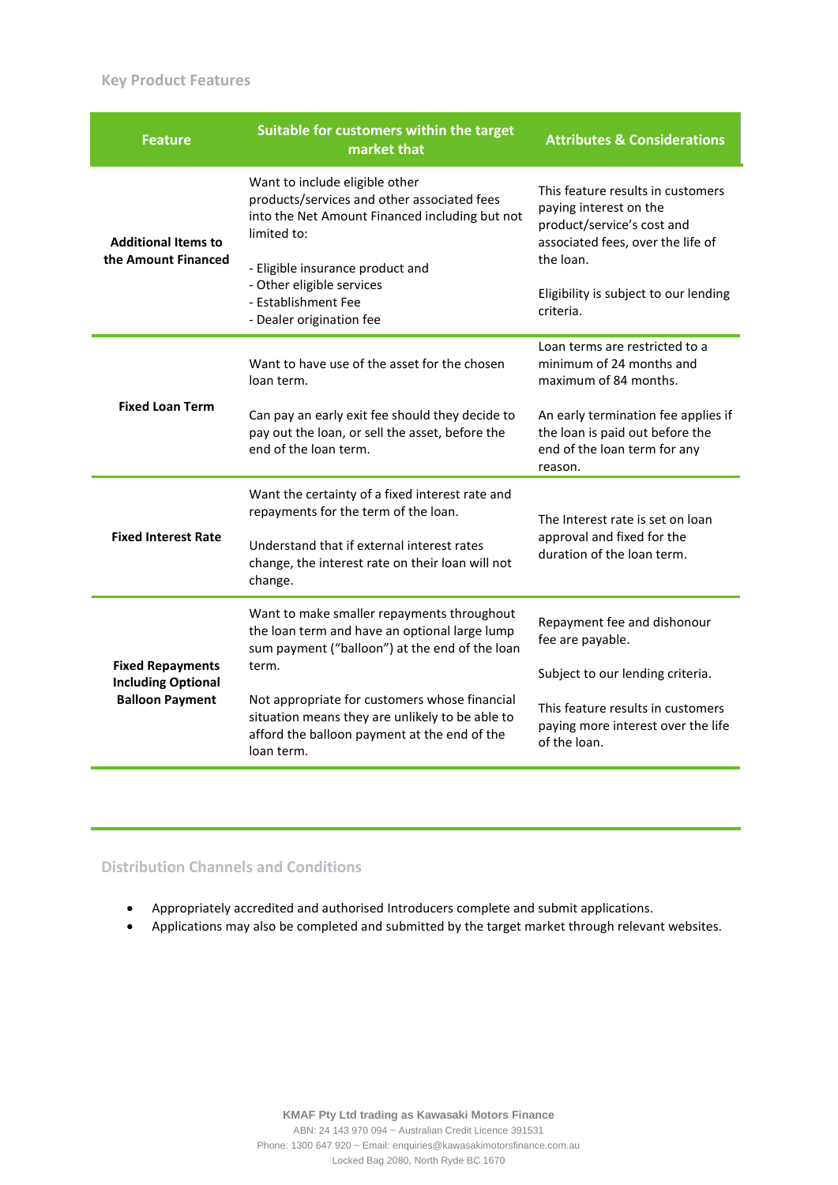## Key Product Features

| Feature | Suitable for customers within the target market that | Attributes & Considerations |
|---|---|---|
| **Additional Items to the Amount Financed** | Want to include eligible other products/services and other associated fees into the Net Amount Financed including but not limited to:<br><br>- Eligible insurance product and<br>- Other eligible services<br>- Establishment Fee<br>- Dealer origination fee | This feature results in customers paying interest on the product/service's cost and associated fees, over the life of the loan.<br><br>Eligibility is subject to our lending criteria. |
| **Fixed Loan Term** | Want to have use of the asset for the chosen loan term.<br><br>Can pay an early exit fee should they decide to pay out the loan, or sell the asset, before the end of the loan term. | Loan terms are restricted to a minimum of 24 months and maximum of 84 months.<br><br>An early termination fee applies if the loan is paid out before the end of the loan term for any reason. |
| **Fixed Interest Rate** | Want the certainty of a fixed interest rate and repayments for the term of the loan.<br><br>Understand that if external interest rates change, the interest rate on their loan will not change. | The Interest rate is set on loan approval and fixed for the duration of the loan term. |
| **Fixed Repayments Including Optional Balloon Payment** | Want to make smaller repayments throughout the loan term and have an optional large lump sum payment ("balloon") at the end of the loan term.<br><br>Not appropriate for customers whose financial situation means they are unlikely to be able to afford the balloon payment at the end of the loan term. | Repayment fee and dishonour fee are payable.<br><br>Subject to our lending criteria.<br><br>This feature results in customers paying more interest over the life of the loan. |

## Distribution Channels and Conditions

- Appropriately accredited and authorised Introducers complete and submit applications.
- Applications may also be completed and submitted by the target market through relevant websites.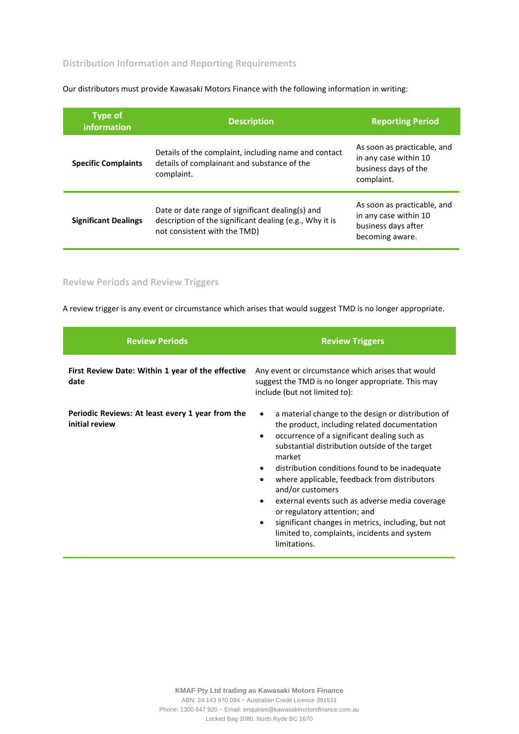## Distribution Information and Reporting Requirements

Our distributors must provide Kawasaki Motors Finance with the following information in writing:

| Type of information | Description | Reporting Period |
|---|---|---|
| **Specific Complaints** | Details of the complaint, including name and contact details of complainant and substance of the complaint. | As soon as practicable, and in any case within 10 business days of the complaint. |
| **Significant Dealings** | Date or date range of significant dealing(s) and description of the significant dealing (e.g., Why it is not consistent with the TMD) | As soon as practicable, and in any case within 10 business days after becoming aware. |

## Review Periods and Review Triggers

A review trigger is any event or circumstance which arises that would suggest TMD is no longer appropriate.

| Review Periods | Review Triggers |
|---|---|
| **First Review Date: Within 1 year of the effective date**<br><br>**Periodic Reviews: At least every 1 year from the initial review** | Any event or circumstance which arises that would suggest the TMD is no longer appropriate. This may include (but not limited to):<br>• a material change to the design or distribution of the product, including related documentation<br>• occurrence of a significant dealing such as substantial distribution outside of the target market<br>• distribution conditions found to be inadequate<br>• where applicable, feedback from distributors and/or customers<br>• external events such as adverse media coverage or regulatory attention; and<br>• significant changes in metrics, including, but not limited to, complaints, incidents and system limitations. |

**KMAF Pty Ltd trading as Kawasaki Motors Finance**
ABN: 24 143 970 094 ~ Australian Credit Licence 391531
Phone: 1300 647 920 ~ Email: enquiries@kawasakimotorsfinance.com.au
Locked Bag 2080, North Ryde BC 1670